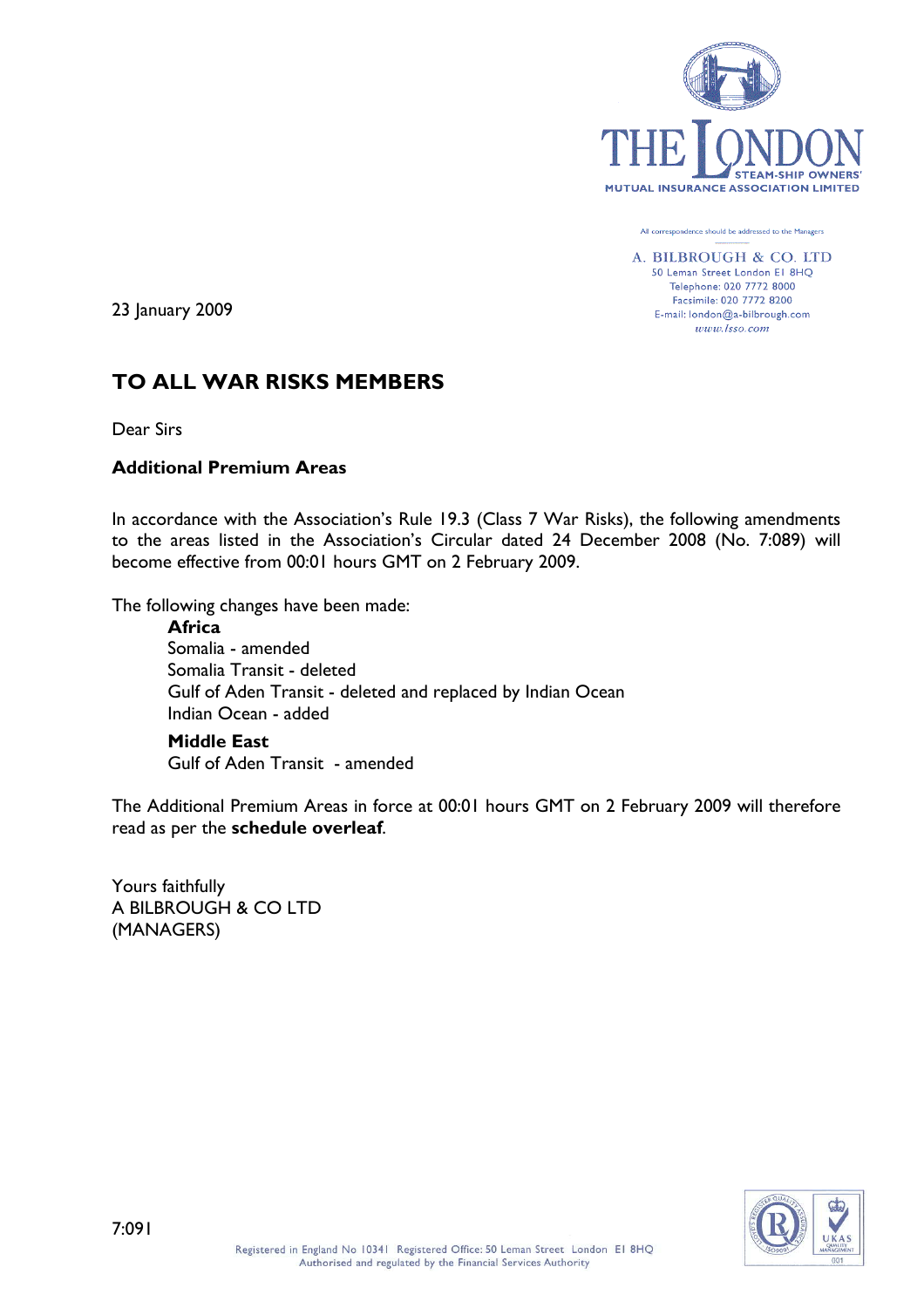THE LONDON STEAM-SHIP OWNERS' MUTUAL INSURANCE ASSOCIATION LIMITED

All correspondence should be addressed to the Managers

A. BILBROUGH & CO. LTD
50 Leman Street London E1 8HQ
Telephone: 020 7772 8000
Facsimile: 020 7772 8200
E-mail: london@a-bilbrough.com
www.lsso.com

23 January 2009

# TO ALL WAR RISKS MEMBERS

Dear Sirs

**Additional Premium Areas**

In accordance with the Association's Rule 19.3 (Class 7 War Risks), the following amendments to the areas listed in the Association's Circular dated 24 December 2008 (No. 7:089) will become effective from 00:01 hours GMT on 2 February 2009.

The following changes have been made:

**Africa**
Somalia - amended
Somalia Transit - deleted
Gulf of Aden Transit - deleted and replaced by Indian Ocean
Indian Ocean - added

**Middle East**
Gulf of Aden Transit - amended

The Additional Premium Areas in force at 00:01 hours GMT on 2 February 2009 will therefore read as per the **schedule overleaf**.

Yours faithfully
A BILBROUGH & CO LTD
(MANAGERS)

7:091

Registered in England No 10341 Registered Office: 50 Leman Street London E1 8HQ
Authorised and regulated by the Financial Services Authority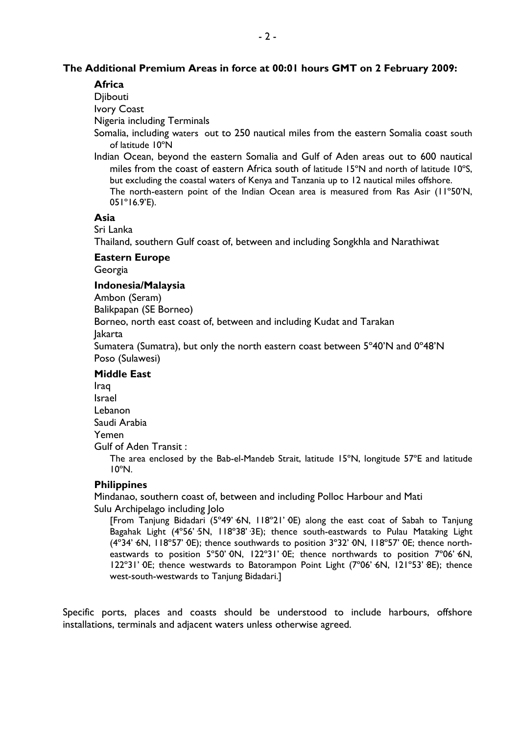**The Additional Premium Areas in force at 00:01 hours GMT on 2 February 2009:**

**Africa**

Djibouti

Ivory Coast

Nigeria including Terminals

Somalia, including waters out to 250 nautical miles from the eastern Somalia coast south of latitude 10ºN

Indian Ocean, beyond the eastern Somalia and Gulf of Aden areas out to 600 nautical miles from the coast of eastern Africa south of latitude 15ºN and north of latitude 10ºS, but excluding the coastal waters of Kenya and Tanzania up to 12 nautical miles offshore.
The north-eastern point of the Indian Ocean area is measured from Ras Asir (11°50'N, 051°16.9'E).

**Asia**

Sri Lanka

Thailand, southern Gulf coast of, between and including Songkhla and Narathiwat

**Eastern Europe**

Georgia

**Indonesia/Malaysia**

Ambon (Seram)

Balikpapan (SE Borneo)

Borneo, north east coast of, between and including Kudat and Tarakan

Jakarta

Sumatera (Sumatra), but only the north eastern coast between 5°40'N and 0°48'N

Poso (Sulawesi)

**Middle East**

Iraq

Israel

Lebanon

Saudi Arabia

Yemen

Gulf of Aden Transit :

The area enclosed by the Bab-el-Mandeb Strait, latitude 15ºN, longitude 57ºE and latitude 10ºN.

**Philippines**

Mindanao, southern coast of, between and including Polloc Harbour and Mati

Sulu Archipelago including Jolo

[From Tanjung Bidadari (5°49'·6N, 118°21'·0E) along the east coat of Sabah to Tanjung Bagahak Light (4°56'·5N, 118°38'·3E); thence south-eastwards to Pulau Mataking Light (4°34'·6N, 118°57'·0E); thence southwards to position 3°32'·0N, 118°57'·0E; thence north-eastwards to position 5°50'·0N, 122°31'·0E; thence northwards to position 7°06'·6N, 122°31'·0E; thence westwards to Batorampon Point Light (7°06'·6N, 121°53'·8E); thence west-south-westwards to Tanjung Bidadari.]

Specific ports, places and coasts should be understood to include harbours, offshore installations, terminals and adjacent waters unless otherwise agreed.